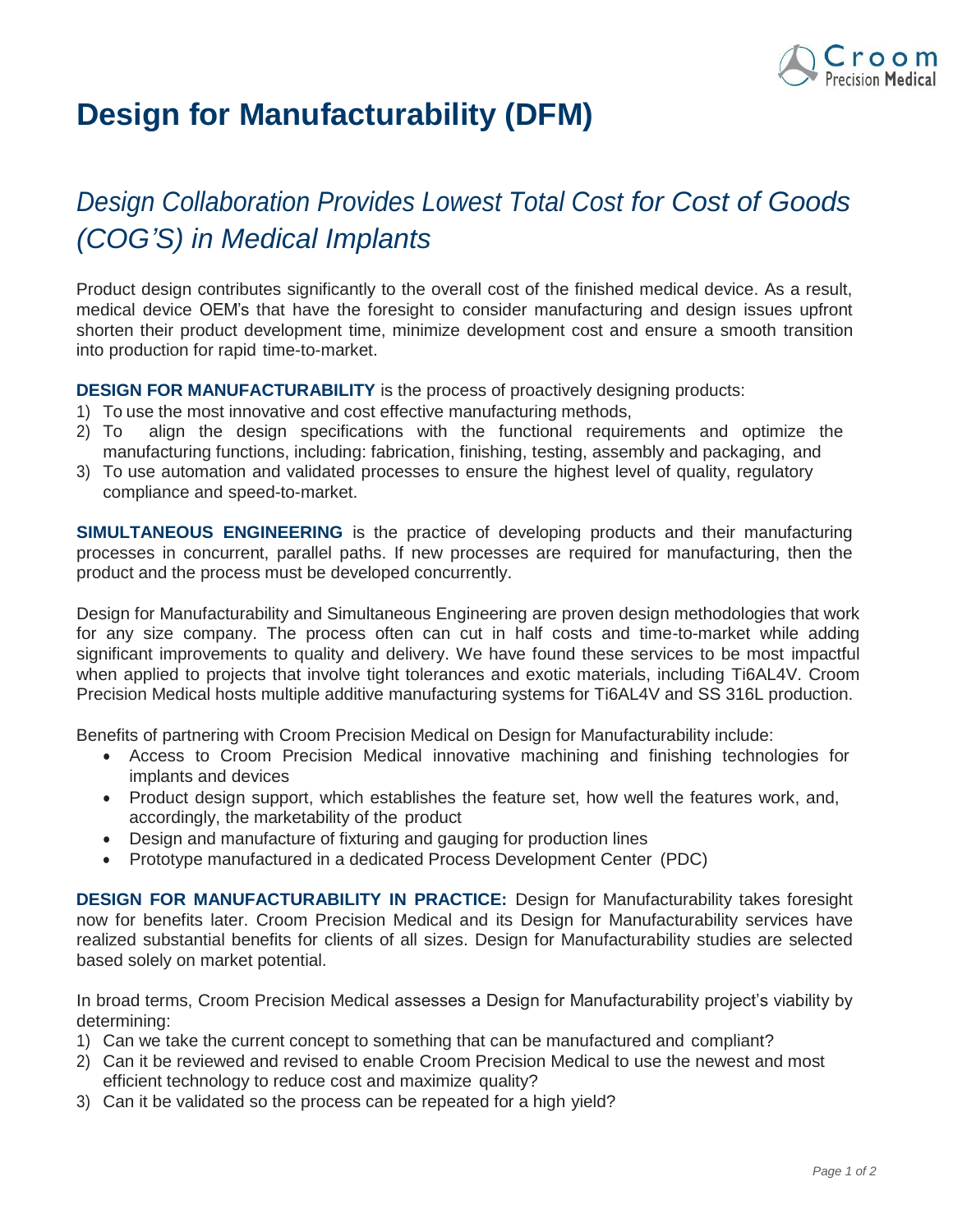# Design for Manufacturability (DFM)

## *Design Collaboration Provides Lowest Total Cost for Cost of Goods (COG'S) in Medical Implants*

Product design contributes significantly to the overall cost of the finished medical device. As a result, medical device OEM's that have the foresight to consider manufacturing and design issues upfront shorten their product development time, minimize development cost and ensure a smooth transition into production for rapid time-to-market.

**DESIGN FOR MANUFACTURABILITY** is the process of proactively designing products:

1) To use the most innovative and cost effective manufacturing methods,
2) To align the design specifications with the functional requirements and optimize the manufacturing functions, including: fabrication, finishing, testing, assembly and packaging, and
3) To use automation and validated processes to ensure the highest level of quality, regulatory compliance and speed-to-market.

**SIMULTANEOUS ENGINEERING** is the practice of developing products and their manufacturing processes in concurrent, parallel paths. If new processes are required for manufacturing, then the product and the process must be developed concurrently.

Design for Manufacturability and Simultaneous Engineering are proven design methodologies that work for any size company. The process often can cut in half costs and time-to-market while adding significant improvements to quality and delivery. We have found these services to be most impactful when applied to projects that involve tight tolerances and exotic materials, including Ti6AL4V. Croom Precision Medical hosts multiple additive manufacturing systems for Ti6AL4V and SS 316L production.

Benefits of partnering with Croom Precision Medical on Design for Manufacturability include:

- Access to Croom Precision Medical innovative machining and finishing technologies for implants and devices
- Product design support, which establishes the feature set, how well the features work, and, accordingly, the marketability of the product
- Design and manufacture of fixturing and gauging for production lines
- Prototype manufactured in a dedicated Process Development Center (PDC)

**DESIGN FOR MANUFACTURABILITY IN PRACTICE:** Design for Manufacturability takes foresight now for benefits later. Croom Precision Medical and its Design for Manufacturability services have realized substantial benefits for clients of all sizes. Design for Manufacturability studies are selected based solely on market potential.

In broad terms, Croom Precision Medical assesses a Design for Manufacturability project's viability by determining:

1) Can we take the current concept to something that can be manufactured and compliant?
2) Can it be reviewed and revised to enable Croom Precision Medical to use the newest and most efficient technology to reduce cost and maximize quality?
3) Can it be validated so the process can be repeated for a high yield?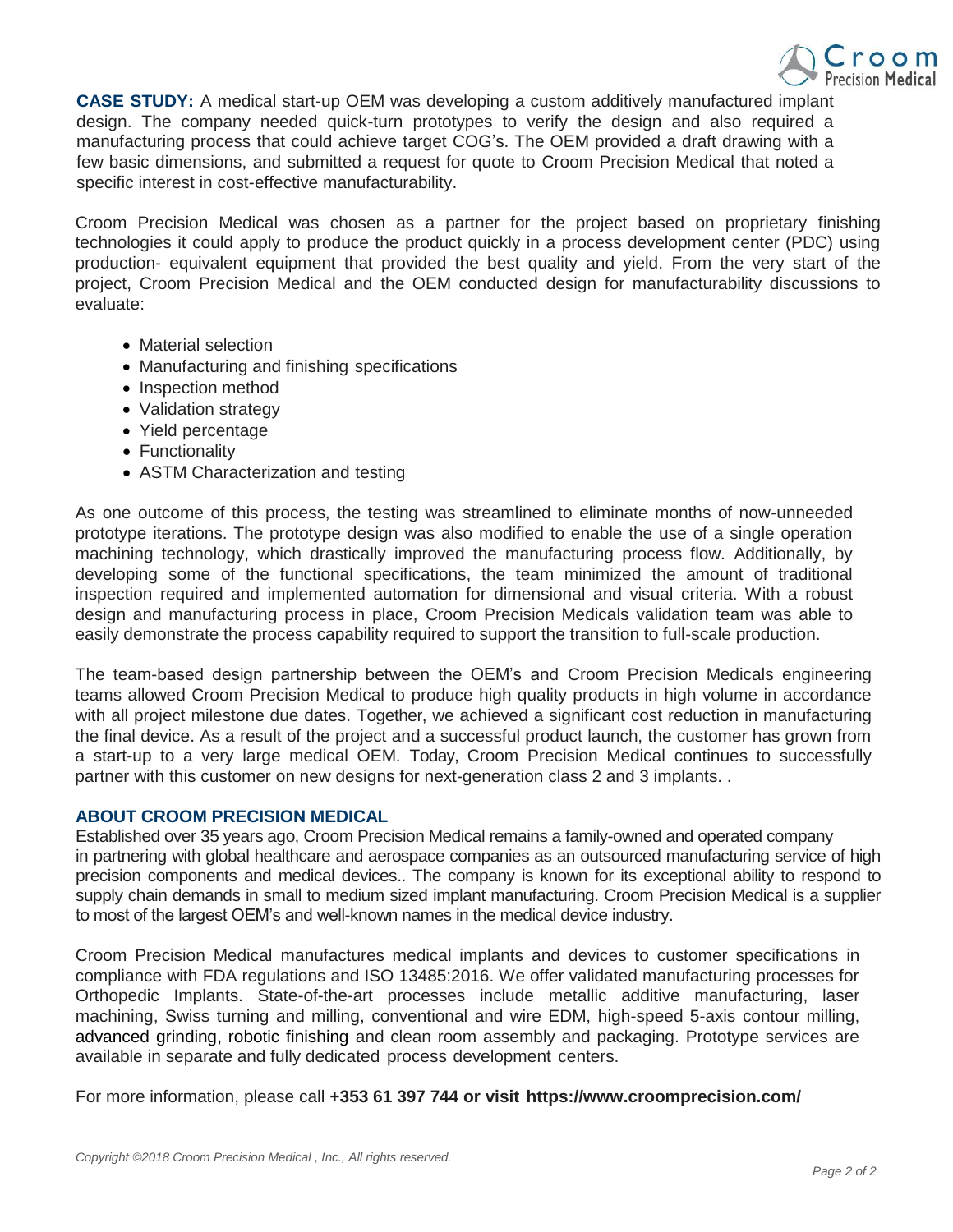**CASE STUDY:** A medical start-up OEM was developing a custom additively manufactured implant design. The company needed quick-turn prototypes to verify the design and also required a manufacturing process that could achieve target COG's. The OEM provided a draft drawing with a few basic dimensions, and submitted a request for quote to Croom Precision Medical that noted a specific interest in cost-effective manufacturability.

Croom Precision Medical was chosen as a partner for the project based on proprietary finishing technologies it could apply to produce the product quickly in a process development center (PDC) using production- equivalent equipment that provided the best quality and yield. From the very start of the project, Croom Precision Medical and the OEM conducted design for manufacturability discussions to evaluate:

- Material selection
- Manufacturing and finishing specifications
- Inspection method
- Validation strategy
- Yield percentage
- Functionality
- ASTM Characterization and testing

As one outcome of this process, the testing was streamlined to eliminate months of now-unneeded prototype iterations. The prototype design was also modified to enable the use of a single operation machining technology, which drastically improved the manufacturing process flow. Additionally, by developing some of the functional specifications, the team minimized the amount of traditional inspection required and implemented automation for dimensional and visual criteria. With a robust design and manufacturing process in place, Croom Precision Medicals validation team was able to easily demonstrate the process capability required to support the transition to full-scale production.

The team-based design partnership between the OEM's and Croom Precision Medicals engineering teams allowed Croom Precision Medical to produce high quality products in high volume in accordance with all project milestone due dates. Together, we achieved a significant cost reduction in manufacturing the final device. As a result of the project and a successful product launch, the customer has grown from a start-up to a very large medical OEM. Today, Croom Precision Medical continues to successfully partner with this customer on new designs for next-generation class 2 and 3 implants. .

## ABOUT CROOM PRECISION MEDICAL

Established over 35 years ago, Croom Precision Medical remains a family-owned and operated company in partnering with global healthcare and aerospace companies as an outsourced manufacturing service of high precision components and medical devices.. The company is known for its exceptional ability to respond to supply chain demands in small to medium sized implant manufacturing. Croom Precision Medical is a supplier to most of the largest OEM's and well-known names in the medical device industry.

Croom Precision Medical manufactures medical implants and devices to customer specifications in compliance with FDA regulations and ISO 13485:2016. We offer validated manufacturing processes for Orthopedic Implants. State-of-the-art processes include metallic additive manufacturing, laser machining, Swiss turning and milling, conventional and wire EDM, high-speed 5-axis contour milling, advanced grinding, robotic finishing and clean room assembly and packaging. Prototype services are available in separate and fully dedicated process development centers.

For more information, please call **+353 61 397 744 or visit https://www.croomprecision.com/**

*Copyright ©2018 Croom Precision Medical , Inc., All rights reserved.*